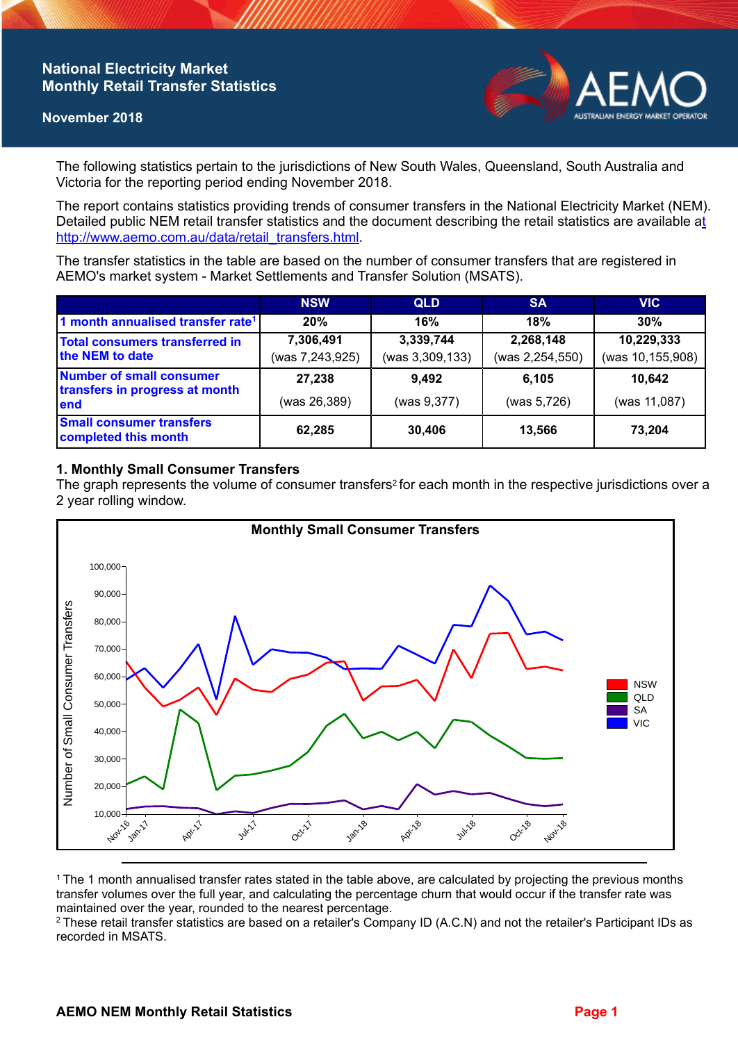# National Electricity Market Monthly Retail Transfer Statistics

## November 2018

The following statistics pertain to the jurisdictions of New South Wales, Queensland, South Australia and Victoria for the reporting period ending November 2018.

The report contains statistics providing trends of consumer transfers in the National Electricity Market (NEM). Detailed public NEM retail transfer statistics and the document describing the retail statistics are available at http://www.aemo.com.au/data/retail_transfers.html.

The transfer statistics in the table are based on the number of consumer transfers that are registered in AEMO's market system - Market Settlements and Transfer Solution (MSATS).

| | NSW | QLD | SA | VIC |
|---|---|---|---|---|
| 1 month annualised transfer rate[1] | 20% | 16% | 18% | 30% |
| Total consumers transferred in the NEM to date | 7,306,491 (was 7,243,925) | 3,339,744 (was 3,309,133) | 2,268,148 (was 2,254,550) | 10,229,333 (was 10,155,908) |
| Number of small consumer transfers in progress at month end | 27,238 (was 26,389) | 9,492 (was 9,377) | 6,105 (was 5,726) | 10,642 (was 11,087) |
| Small consumer transfers completed this month | 62,285 | 30,406 | 13,566 | 73,204 |

### 1. Monthly Small Consumer Transfers

The graph represents the volume of consumer transfers[2] for each month in the respective jurisdictions over a 2 year rolling window.

[1] The 1 month annualised transfer rates stated in the table above, are calculated by projecting the previous months transfer volumes over the full year, and calculating the percentage churn that would occur if the transfer rate was maintained over the year, rounded to the nearest percentage.

[2] These retail transfer statistics are based on a retailer's Company ID (A.C.N) and not the retailer's Participant IDs as recorded in MSATS.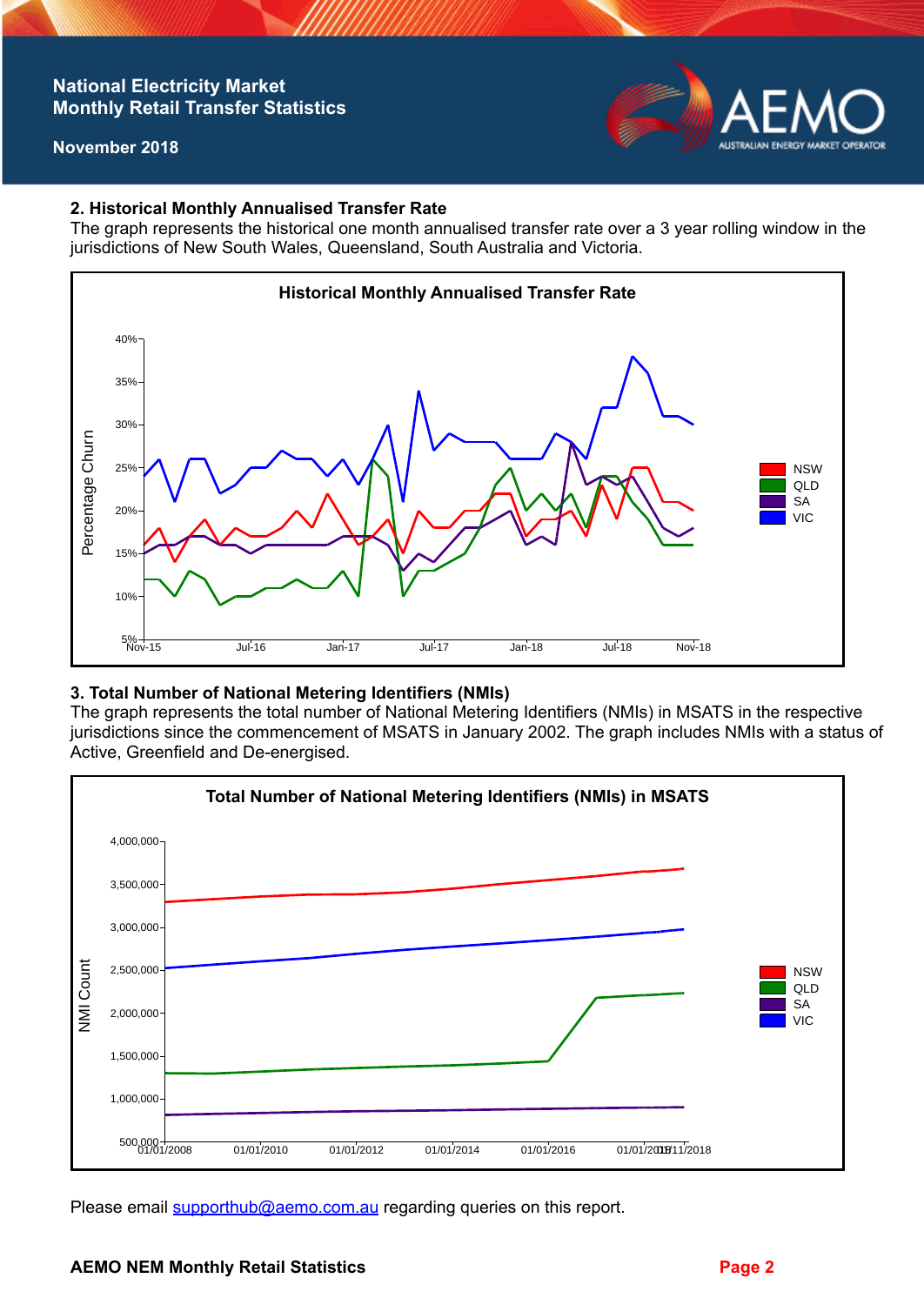## 2. Historical Monthly Annualised Transfer Rate

The graph represents the historical one month annualised transfer rate over a 3 year rolling window in the jurisdictions of New South Wales, Queensland, South Australia and Victoria.

Historical Monthly Annualised Transfer Rate

Percentage Churn

40%
35%
30%
25%
20%
15%
10%
5%

Nov-15
Jul-16
Jan-17
Jul-17
Jan-18
Jul-18
Nov-18

NSW
QLD
SA
VIC

## 3. Total Number of National Metering Identifiers (NMIs)

The graph represents the total number of National Metering Identifiers (NMIs) in MSATS in the respective jurisdictions since the commencement of MSATS in January 2002. The graph includes NMIs with a status of Active, Greenfield and De-energised.

Total Number of National Metering Identifiers (NMIs) in MSATS

NMI Count

4,000,000
3,500,000
3,000,000
2,500,000
2,000,000
1,500,000
1,000,000
500,000

01/01/2008
01/01/2010
01/01/2012
01/01/2014
01/01/2016
01/01/2018
01/11/2018

NSW
QLD
SA
VIC

Please email supporthub@aemo.com.au regarding queries on this report.